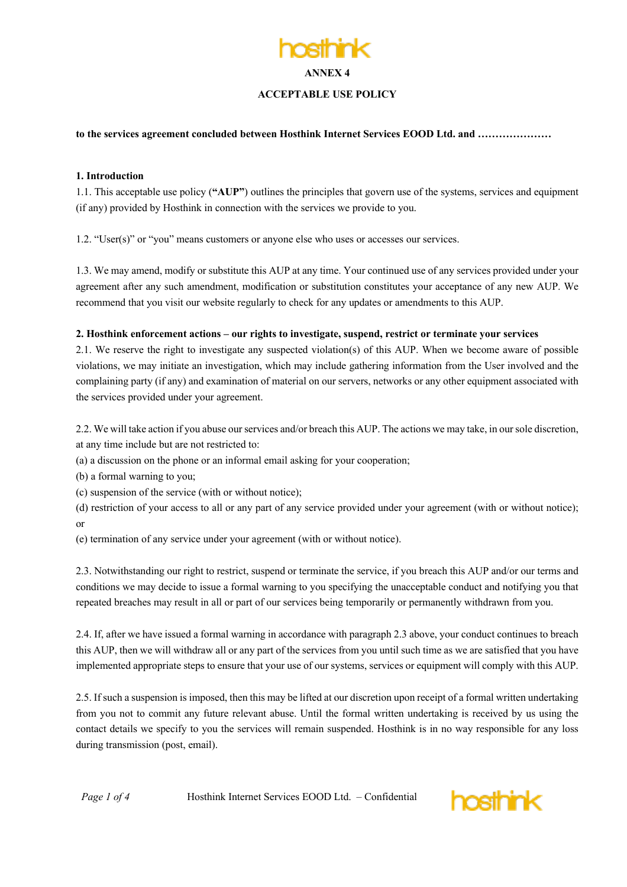**ANNEX 4**

**ACCEPTABLE USE POLICY**

**to the services agreement concluded between Hosthink Internet Services EOOD Ltd. and …………………**

**1. Introduction**

1.1. This acceptable use policy (**"AUP"**) outlines the principles that govern use of the systems, services and equipment (if any) provided by Hosthink in connection with the services we provide to you.

1.2. "User(s)" or "you" means customers or anyone else who uses or accesses our services.

1.3. We may amend, modify or substitute this AUP at any time. Your continued use of any services provided under your agreement after any such amendment, modification or substitution constitutes your acceptance of any new AUP. We recommend that you visit our website regularly to check for any updates or amendments to this AUP.

**2. Hosthink enforcement actions – our rights to investigate, suspend, restrict or terminate your services**

2.1. We reserve the right to investigate any suspected violation(s) of this AUP. When we become aware of possible violations, we may initiate an investigation, which may include gathering information from the User involved and the complaining party (if any) and examination of material on our servers, networks or any other equipment associated with the services provided under your agreement.

2.2. We will take action if you abuse our services and/or breach this AUP. The actions we may take, in our sole discretion, at any time include but are not restricted to:

(a) a discussion on the phone or an informal email asking for your cooperation;

(b) a formal warning to you;

(c) suspension of the service (with or without notice);

(d) restriction of your access to all or any part of any service provided under your agreement (with or without notice); or

(e) termination of any service under your agreement (with or without notice).

2.3. Notwithstanding our right to restrict, suspend or terminate the service, if you breach this AUP and/or our terms and conditions we may decide to issue a formal warning to you specifying the unacceptable conduct and notifying you that repeated breaches may result in all or part of our services being temporarily or permanently withdrawn from you.

2.4. If, after we have issued a formal warning in accordance with paragraph 2.3 above, your conduct continues to breach this AUP, then we will withdraw all or any part of the services from you until such time as we are satisfied that you have implemented appropriate steps to ensure that your use of our systems, services or equipment will comply with this AUP.

2.5. If such a suspension is imposed, then this may be lifted at our discretion upon receipt of a formal written undertaking from you not to commit any future relevant abuse. Until the formal written undertaking is received by us using the contact details we specify to you the services will remain suspended. Hosthink is in no way responsible for any loss during transmission (post, email).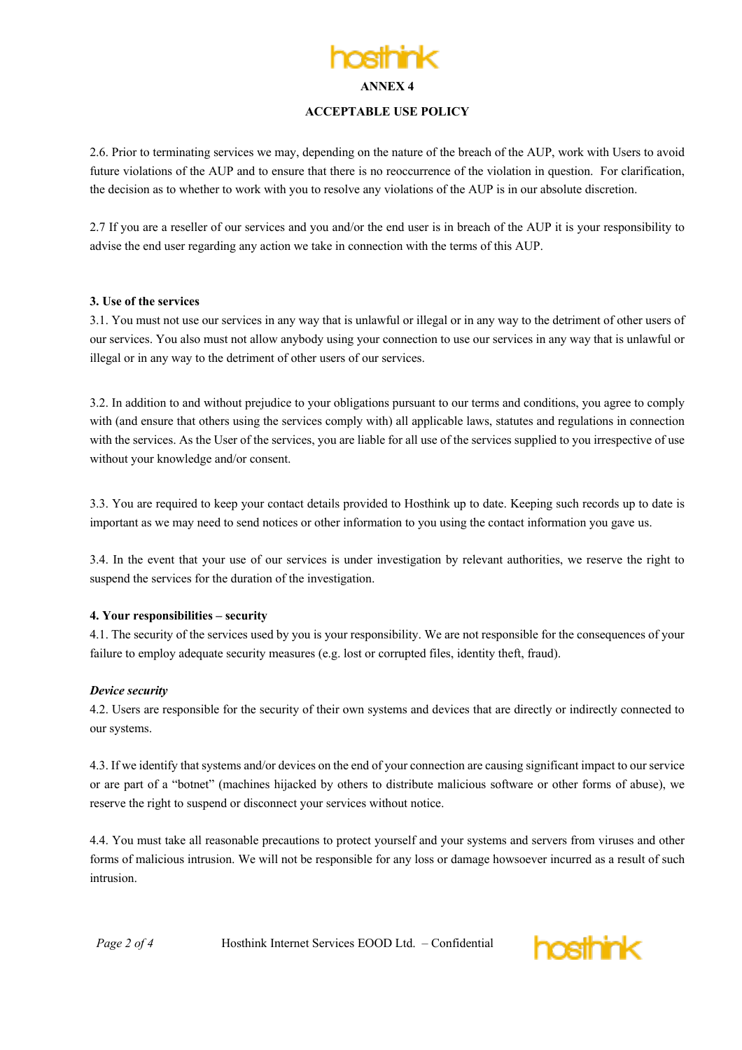**ANNEX 4**

**ACCEPTABLE USE POLICY**

2.6. Prior to terminating services we may, depending on the nature of the breach of the AUP, work with Users to avoid future violations of the AUP and to ensure that there is no reoccurrence of the violation in question. For clarification, the decision as to whether to work with you to resolve any violations of the AUP is in our absolute discretion.

2.7 If you are a reseller of our services and you and/or the end user is in breach of the AUP it is your responsibility to advise the end user regarding any action we take in connection with the terms of this AUP.

**3. Use of the services**

3.1. You must not use our services in any way that is unlawful or illegal or in any way to the detriment of other users of our services. You also must not allow anybody using your connection to use our services in any way that is unlawful or illegal or in any way to the detriment of other users of our services.

3.2. In addition to and without prejudice to your obligations pursuant to our terms and conditions, you agree to comply with (and ensure that others using the services comply with) all applicable laws, statutes and regulations in connection with the services. As the User of the services, you are liable for all use of the services supplied to you irrespective of use without your knowledge and/or consent.

3.3. You are required to keep your contact details provided to Hosthink up to date. Keeping such records up to date is important as we may need to send notices or other information to you using the contact information you gave us.

3.4. In the event that your use of our services is under investigation by relevant authorities, we reserve the right to suspend the services for the duration of the investigation.

**4. Your responsibilities – security**

4.1. The security of the services used by you is your responsibility. We are not responsible for the consequences of your failure to employ adequate security measures (e.g. lost or corrupted files, identity theft, fraud).

***Device security***

4.2. Users are responsible for the security of their own systems and devices that are directly or indirectly connected to our systems.

4.3. If we identify that systems and/or devices on the end of your connection are causing significant impact to our service or are part of a "botnet" (machines hijacked by others to distribute malicious software or other forms of abuse), we reserve the right to suspend or disconnect your services without notice.

4.4. You must take all reasonable precautions to protect yourself and your systems and servers from viruses and other forms of malicious intrusion. We will not be responsible for any loss or damage howsoever incurred as a result of such intrusion.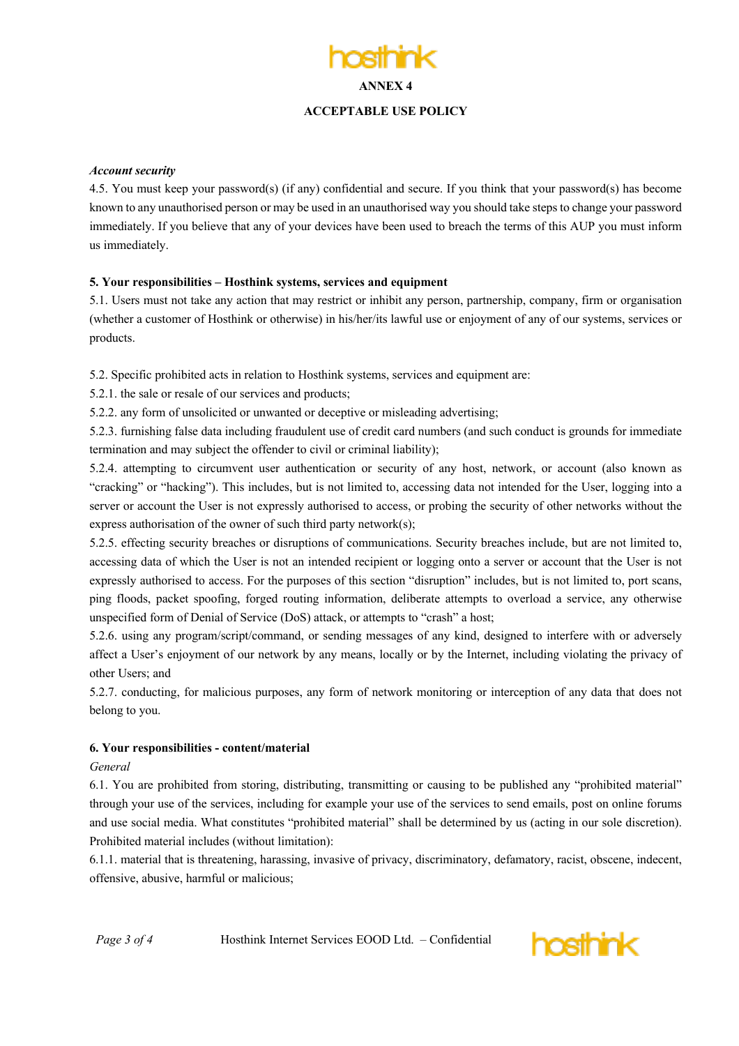**ANNEX 4**

**ACCEPTABLE USE POLICY**

***Account security***

4.5. You must keep your password(s) (if any) confidential and secure. If you think that your password(s) has become known to any unauthorised person or may be used in an unauthorised way you should take steps to change your password immediately. If you believe that any of your devices have been used to breach the terms of this AUP you must inform us immediately.

**5. Your responsibilities – Hosthink systems, services and equipment**

5.1. Users must not take any action that may restrict or inhibit any person, partnership, company, firm or organisation (whether a customer of Hosthink or otherwise) in his/her/its lawful use or enjoyment of any of our systems, services or products.

5.2. Specific prohibited acts in relation to Hosthink systems, services and equipment are:

5.2.1. the sale or resale of our services and products;

5.2.2. any form of unsolicited or unwanted or deceptive or misleading advertising;

5.2.3. furnishing false data including fraudulent use of credit card numbers (and such conduct is grounds for immediate termination and may subject the offender to civil or criminal liability);

5.2.4. attempting to circumvent user authentication or security of any host, network, or account (also known as "cracking" or "hacking"). This includes, but is not limited to, accessing data not intended for the User, logging into a server or account the User is not expressly authorised to access, or probing the security of other networks without the express authorisation of the owner of such third party network(s);

5.2.5. effecting security breaches or disruptions of communications. Security breaches include, but are not limited to, accessing data of which the User is not an intended recipient or logging onto a server or account that the User is not expressly authorised to access. For the purposes of this section "disruption" includes, but is not limited to, port scans, ping floods, packet spoofing, forged routing information, deliberate attempts to overload a service, any otherwise unspecified form of Denial of Service (DoS) attack, or attempts to "crash" a host;

5.2.6. using any program/script/command, or sending messages of any kind, designed to interfere with or adversely affect a User's enjoyment of our network by any means, locally or by the Internet, including violating the privacy of other Users; and

5.2.7. conducting, for malicious purposes, any form of network monitoring or interception of any data that does not belong to you.

**6. Your responsibilities - content/material**

*General*

6.1. You are prohibited from storing, distributing, transmitting or causing to be published any "prohibited material" through your use of the services, including for example your use of the services to send emails, post on online forums and use social media. What constitutes "prohibited material" shall be determined by us (acting in our sole discretion). Prohibited material includes (without limitation):

6.1.1. material that is threatening, harassing, invasive of privacy, discriminatory, defamatory, racist, obscene, indecent, offensive, abusive, harmful or malicious;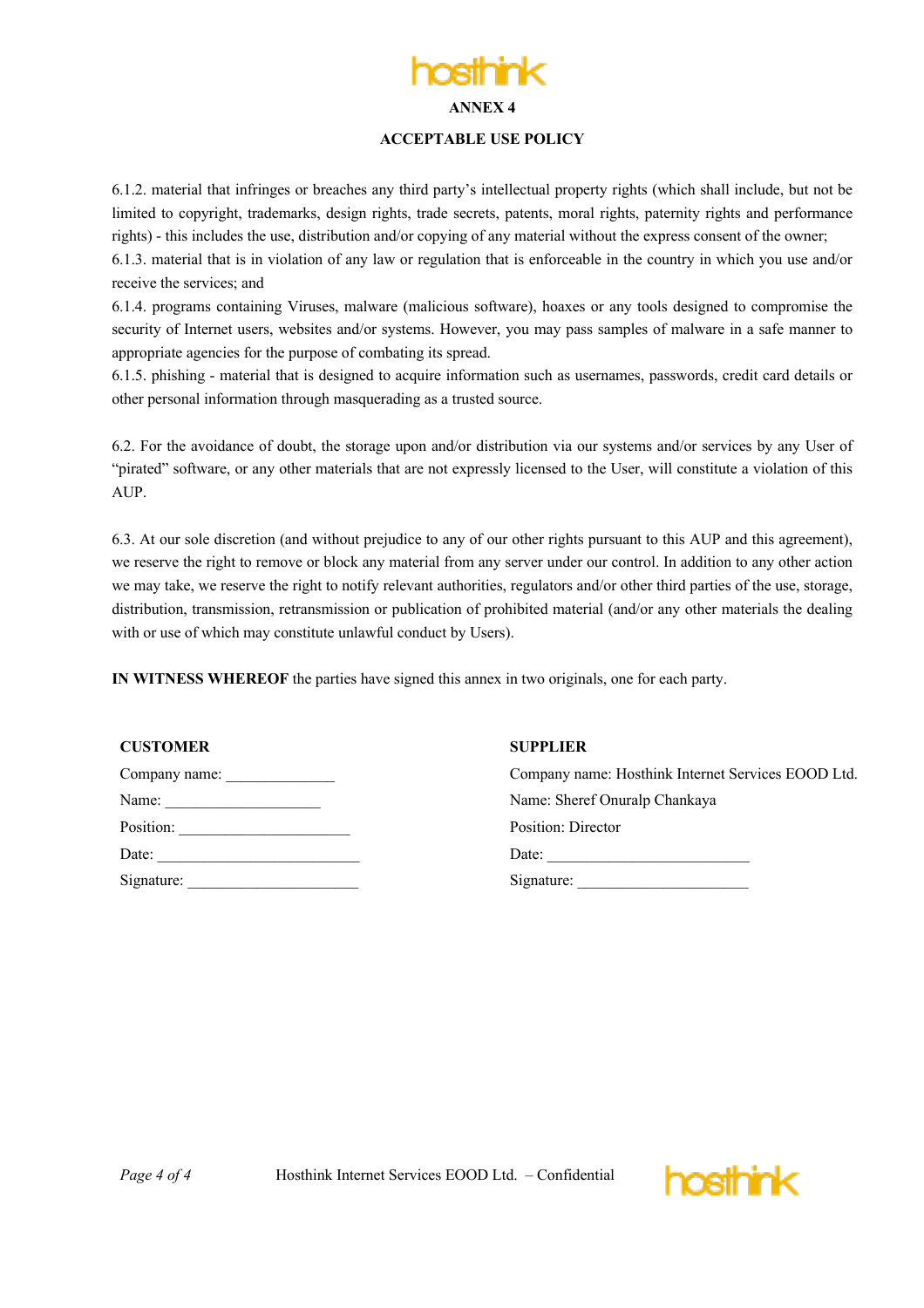**ANNEX 4**

**ACCEPTABLE USE POLICY**

6.1.2. material that infringes or breaches any third party's intellectual property rights (which shall include, but not be limited to copyright, trademarks, design rights, trade secrets, patents, moral rights, paternity rights and performance rights) - this includes the use, distribution and/or copying of any material without the express consent of the owner;
6.1.3. material that is in violation of any law or regulation that is enforceable in the country in which you use and/or receive the services; and
6.1.4. programs containing Viruses, malware (malicious software), hoaxes or any tools designed to compromise the security of Internet users, websites and/or systems. However, you may pass samples of malware in a safe manner to appropriate agencies for the purpose of combating its spread.
6.1.5. phishing - material that is designed to acquire information such as usernames, passwords, credit card details or other personal information through masquerading as a trusted source.

6.2. For the avoidance of doubt, the storage upon and/or distribution via our systems and/or services by any User of "pirated" software, or any other materials that are not expressly licensed to the User, will constitute a violation of this AUP.

6.3. At our sole discretion (and without prejudice to any of our other rights pursuant to this AUP and this agreement), we reserve the right to remove or block any material from any server under our control. In addition to any other action we may take, we reserve the right to notify relevant authorities, regulators and/or other third parties of the use, storage, distribution, transmission, retransmission or publication of prohibited material (and/or any other materials the dealing with or use of which may constitute unlawful conduct by Users).

**IN WITNESS WHEREOF** the parties have signed this annex in two originals, one for each party.

| **CUSTOMER** | **SUPPLIER** |
|---|---|
| Company name: ______________ | Company name: Hosthink Internet Services EOOD Ltd. |
| Name: ____________________ | Name: Sheref Onuralp Chankaya |
| Position: ______________________ | Position: Director |
| Date: __________________________ | Date: __________________________ |
| Signature: ______________________ | Signature: ______________________ |